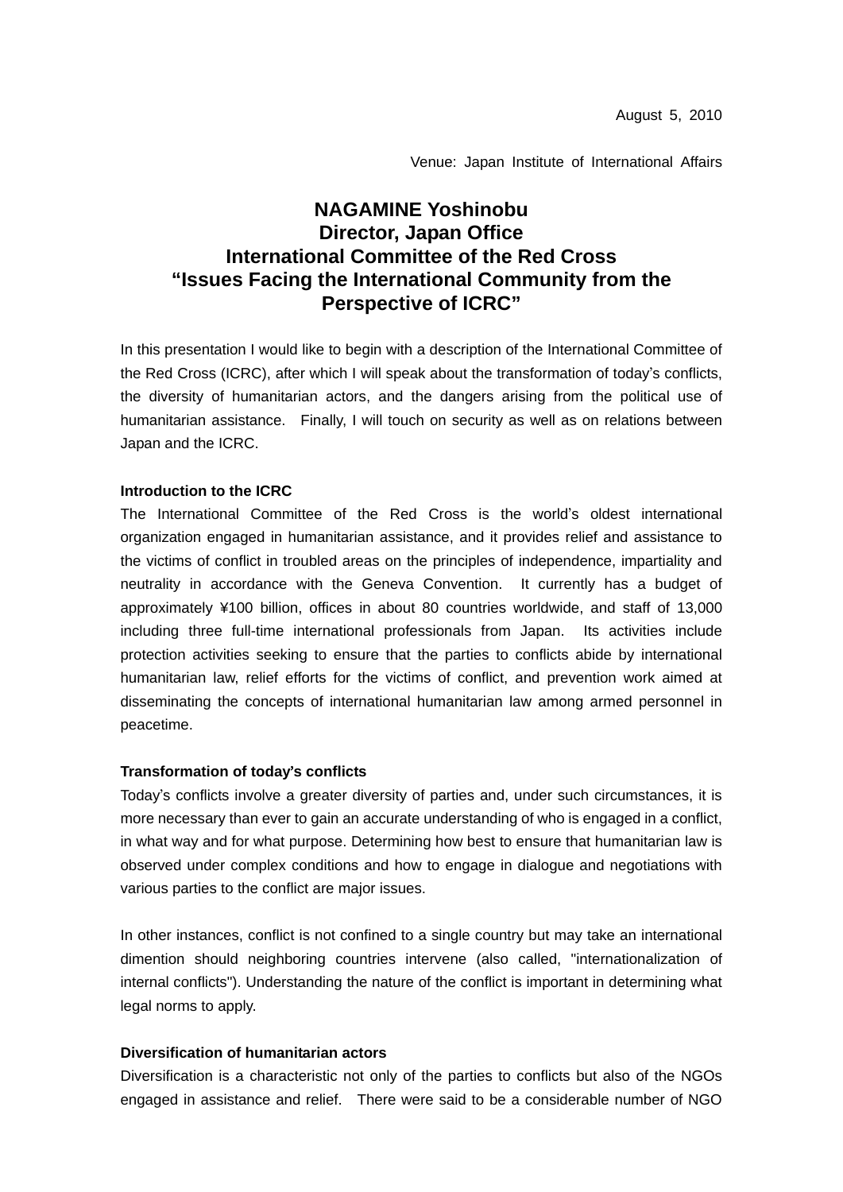August 5, 2010

Venue: Japan Institute of International Affairs

# NAGAMINE Yoshinobu
# Director, Japan Office
# International Committee of the Red Cross
# "Issues Facing the International Community from the Perspective of ICRC"

In this presentation I would like to begin with a description of the International Committee of the Red Cross (ICRC), after which I will speak about the transformation of today's conflicts, the diversity of humanitarian actors, and the dangers arising from the political use of humanitarian assistance. Finally, I will touch on security as well as on relations between Japan and the ICRC.

**Introduction to the ICRC**

The International Committee of the Red Cross is the world's oldest international organization engaged in humanitarian assistance, and it provides relief and assistance to the victims of conflict in troubled areas on the principles of independence, impartiality and neutrality in accordance with the Geneva Convention. It currently has a budget of approximately ¥100 billion, offices in about 80 countries worldwide, and staff of 13,000 including three full-time international professionals from Japan. Its activities include protection activities seeking to ensure that the parties to conflicts abide by international humanitarian law, relief efforts for the victims of conflict, and prevention work aimed at disseminating the concepts of international humanitarian law among armed personnel in peacetime.

**Transformation of today's conflicts**

Today's conflicts involve a greater diversity of parties and, under such circumstances, it is more necessary than ever to gain an accurate understanding of who is engaged in a conflict, in what way and for what purpose. Determining how best to ensure that humanitarian law is observed under complex conditions and how to engage in dialogue and negotiations with various parties to the conflict are major issues.

In other instances, conflict is not confined to a single country but may take an international dimention should neighboring countries intervene (also called, "internationalization of internal conflicts"). Understanding the nature of the conflict is important in determining what legal norms to apply.

**Diversification of humanitarian actors**

Diversification is a characteristic not only of the parties to conflicts but also of the NGOs engaged in assistance and relief. There were said to be a considerable number of NGO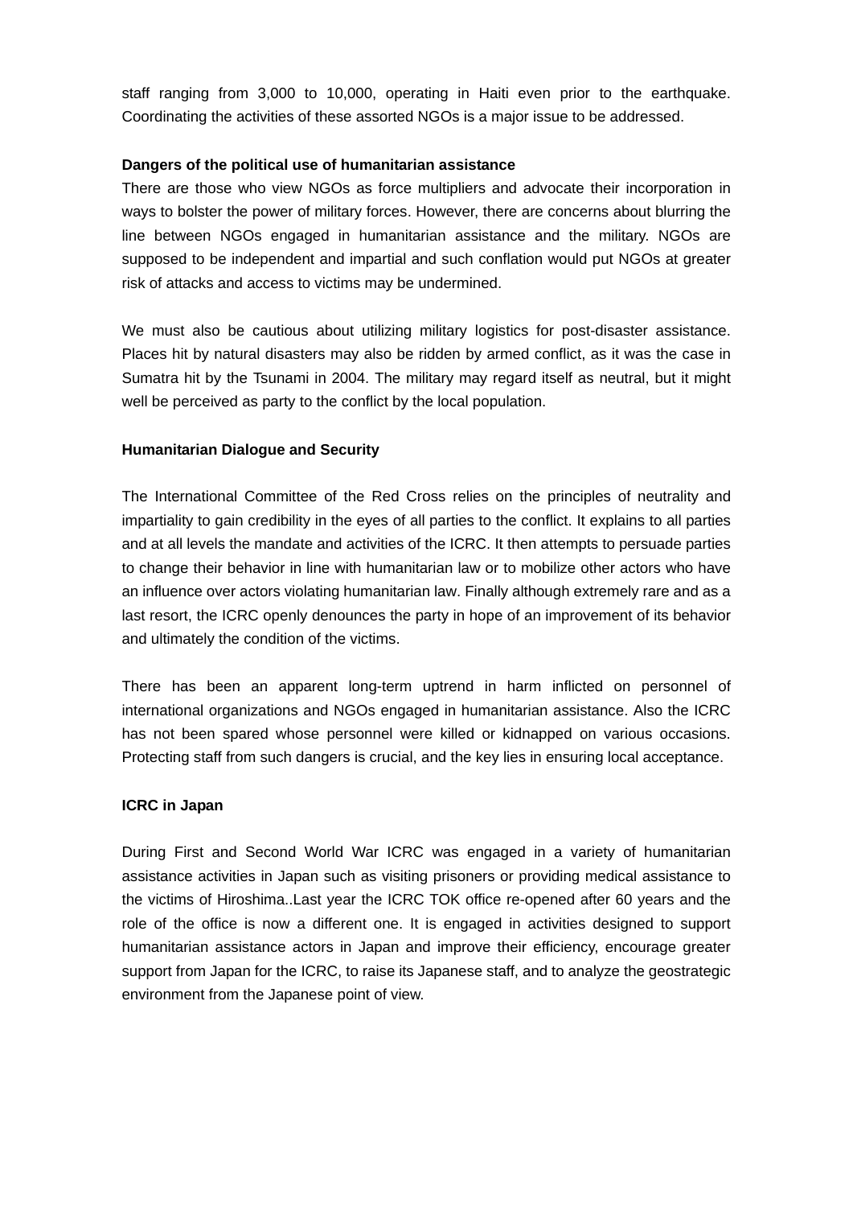staff ranging from 3,000 to 10,000, operating in Haiti even prior to the earthquake. Coordinating the activities of these assorted NGOs is a major issue to be addressed.

**Dangers of the political use of humanitarian assistance**

There are those who view NGOs as force multipliers and advocate their incorporation in ways to bolster the power of military forces. However, there are concerns about blurring the line between NGOs engaged in humanitarian assistance and the military. NGOs are supposed to be independent and impartial and such conflation would put NGOs at greater risk of attacks and access to victims may be undermined.

We must also be cautious about utilizing military logistics for post-disaster assistance. Places hit by natural disasters may also be ridden by armed conflict, as it was the case in Sumatra hit by the Tsunami in 2004. The military may regard itself as neutral, but it might well be perceived as party to the conflict by the local population.

**Humanitarian Dialogue and Security**

The International Committee of the Red Cross relies on the principles of neutrality and impartiality to gain credibility in the eyes of all parties to the conflict. It explains to all parties and at all levels the mandate and activities of the ICRC. It then attempts to persuade parties to change their behavior in line with humanitarian law or to mobilize other actors who have an influence over actors violating humanitarian law. Finally although extremely rare and as a last resort, the ICRC openly denounces the party in hope of an improvement of its behavior and ultimately the condition of the victims.

There has been an apparent long-term uptrend in harm inflicted on personnel of international organizations and NGOs engaged in humanitarian assistance. Also the ICRC has not been spared whose personnel were killed or kidnapped on various occasions. Protecting staff from such dangers is crucial, and the key lies in ensuring local acceptance.

**ICRC in Japan**

During First and Second World War ICRC was engaged in a variety of humanitarian assistance activities in Japan such as visiting prisoners or providing medical assistance to the victims of Hiroshima..Last year the ICRC TOK office re-opened after 60 years and the role of the office is now a different one. It is engaged in activities designed to support humanitarian assistance actors in Japan and improve their efficiency, encourage greater support from Japan for the ICRC, to raise its Japanese staff, and to analyze the geostrategic environment from the Japanese point of view.